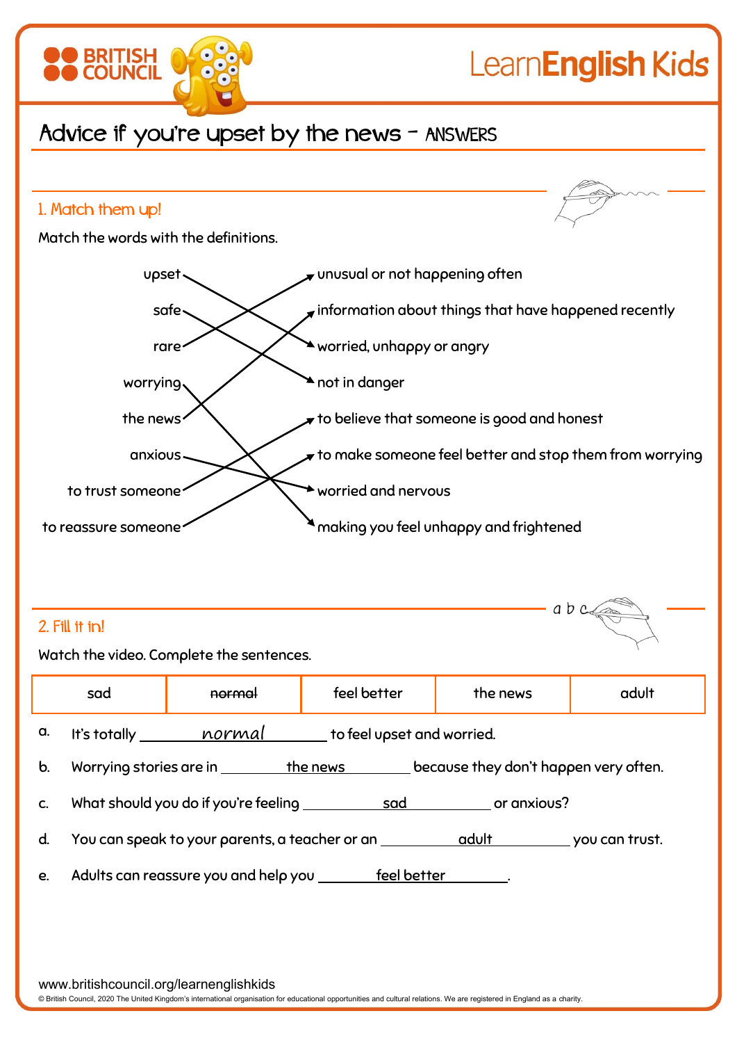# Advice if you're upset by the news – ANSWERS

## 1. Match them up!

Match the words with the definitions.

| Word | Definition |
|---|---|
| upset | worried, unhappy or angry |
| safe | not in danger |
| rare | unusual or not happening often |
| worrying | making you feel unhappy and frightened |
| the news | information about things that have happened recently |
| anxious | worried and nervous |
| to trust someone | to believe that someone is good and honest |
| to reassure someone | to make someone feel better and stop them from worrying |

## 2. Fill it in!

Watch the video. Complete the sentences.

| sad | ~~normal~~ | feel better | the news | adult |
|---|---|---|---|---|

a. It's totally ___normal___ to feel upset and worried.

b. Worrying stories are in ___the news___ because they don't happen very often.

c. What should you do if you're feeling ___sad___ or anxious?

d. You can speak to your parents, a teacher or an ___adult___ you can trust.

e. Adults can reassure you and help you ___feel better___.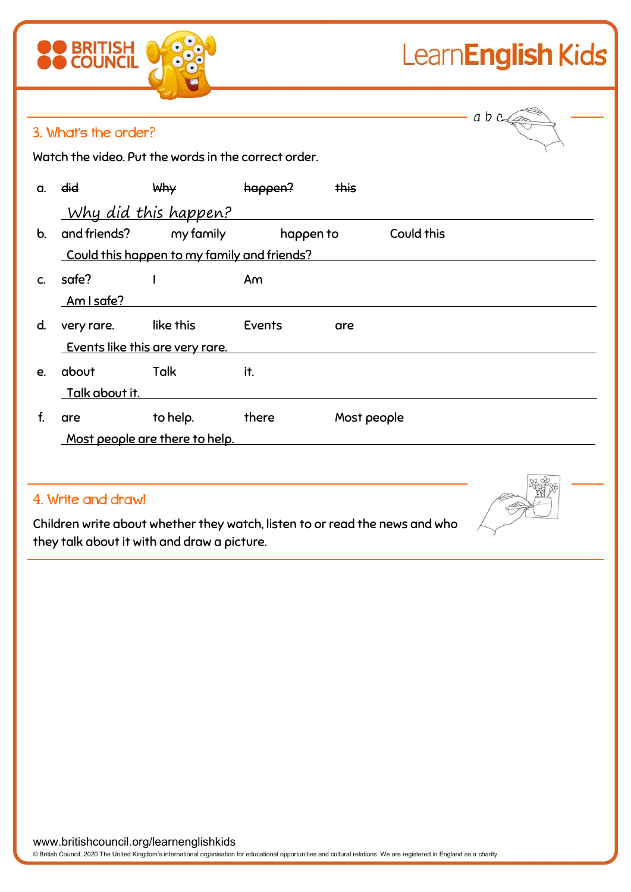## 3. What's the order?

Watch the video. Put the words in the correct order.

a. ~~did~~ ~~Why~~ ~~happen?~~ ~~this~~

*Why did this happen?*

b. and friends? my family happen to Could this

Could this happen to my family and friends?

c. safe? I Am

Am I safe?

d. very rare. like this Events are

Events like this are very rare.

e. about Talk it.

Talk about it.

f. are to help. there Most people

Most people are there to help.

## 4. Write and draw!

Children write about whether they watch, listen to or read the news and who they talk about it with and draw a picture.

www.britishcouncil.org/learnenglishkids

© British Council, 2020 The United Kingdom's international organisation for educational opportunities and cultural relations. We are registered in England as a charity.